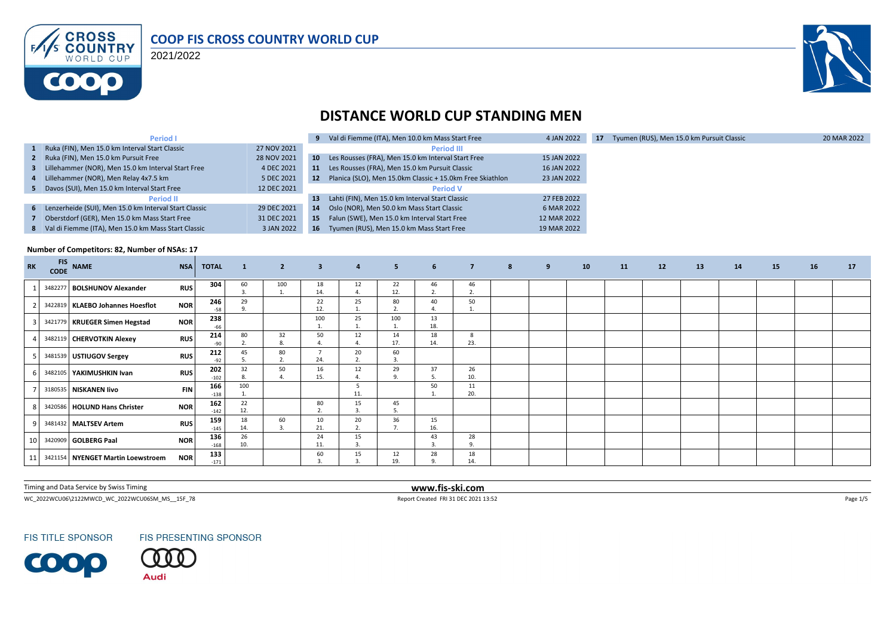# COOP FIS CROSS COUNTRY WORLD CUP

2021/2022

## DISTANCE WORLD CUP STANDING MEN

| # | Race | Date |
|---|---|---|
| | **Period I** | |
| 1 | Ruka (FIN), Men 15.0 km Interval Start Classic | 27 NOV 2021 |
| 2 | Ruka (FIN), Men 15.0 km Pursuit Free | 28 NOV 2021 |
| 3 | Lillehammer (NOR), Men 15.0 km Interval Start Free | 4 DEC 2021 |
| 4 | Lillehammer (NOR), Men Relay 4x7.5 km | 5 DEC 2021 |
| 5 | Davos (SUI), Men 15.0 km Interval Start Free | 12 DEC 2021 |
| | **Period II** | |
| 6 | Lenzerheide (SUI), Men 15.0 km Interval Start Classic | 29 DEC 2021 |
| 7 | Oberstdorf (GER), Men 15.0 km Mass Start Free | 31 DEC 2021 |
| 8 | Val di Fiemme (ITA), Men 15.0 km Mass Start Classic | 3 JAN 2022 |
| 9 | Val di Fiemme (ITA), Men 10.0 km Mass Start Free | 4 JAN 2022 |
| | **Period III** | |
| 10 | Les Rousses (FRA), Men 15.0 km Interval Start Free | 15 JAN 2022 |
| 11 | Les Rousses (FRA), Men 15.0 km Pursuit Classic | 16 JAN 2022 |
| 12 | Planica (SLO), Men 15.0km Classic + 15.0km Free Skiathlon | 23 JAN 2022 |
| | **Period V** | |
| 13 | Lahti (FIN), Men 15.0 km Interval Start Classic | 27 FEB 2022 |
| 14 | Oslo (NOR), Men 50.0 km Mass Start Classic | 6 MAR 2022 |
| 15 | Falun (SWE), Men 15.0 km Interval Start Free | 12 MAR 2022 |
| 16 | Tyumen (RUS), Men 15.0 km Mass Start Free | 19 MAR 2022 |
| 17 | Tyumen (RUS), Men 15.0 km Pursuit Classic | 20 MAR 2022 |

**Number of Competitors: 82, Number of NSAs: 17**

| RK | FIS CODE | NAME | NSA | TOTAL | 1 | 2 | 3 | 4 | 5 | 6 | 7 | 8 | 9 | 10 | 11 | 12 | 13 | 14 | 15 | 16 | 17 |
|---|---|---|---|---|---|---|---|---|---|---|---|---|---|---|---|---|---|---|---|---|---|
| 1 | 3482277 | BOLSHUNOV Alexander | RUS | 304 | 60 3. | 100 1. | 18 14. | 12 4. | 22 12. | 46 2. | 46 2. | | | | | | | | | | |
| 2 | 3422819 | KLAEBO Johannes Hoesflot | NOR | 246 -58 | 29 9. | | 22 12. | 25 1. | 80 2. | 40 4. | 50 1. | | | | | | | | | | |
| 3 | 3421779 | KRUEGER Simen Hegstad | NOR | 238 -66 | | | 100 1. | 25 1. | 100 1. | 13 18. | | | | | | | | | | | |
| 4 | 3482119 | CHERVOTKIN Alexey | RUS | 214 -90 | 80 2. | 32 8. | 50 4. | 12 4. | 14 17. | 18 14. | 8 23. | | | | | | | | | | |
| 5 | 3481539 | USTIUGOV Sergey | RUS | 212 -92 | 45 5. | 80 2. | 7 24. | 20 2. | 60 3. | | | | | | | | | | | | |
| 6 | 3482105 | YAKIMUSHKIN Ivan | RUS | 202 -102 | 32 8. | 50 4. | 16 15. | 12 4. | 29 9. | 37 5. | 26 10. | | | | | | | | | | |
| 7 | 3180535 | NISKANEN Iivo | FIN | 166 -138 | 100 1. | | | 5 11. | | 50 1. | 11 20. | | | | | | | | | | |
| 8 | 3420586 | HOLUND Hans Christer | NOR | 162 -142 | 22 12. | | 80 2. | 15 3. | 45 5. | | | | | | | | | | | | |
| 9 | 3481432 | MALTSEV Artem | RUS | 159 -145 | 18 14. | 60 3. | 10 21. | 20 2. | 36 7. | 15 16. | | | | | | | | | | | |
| 10 | 3420909 | GOLBERG Paal | NOR | 136 -168 | 26 10. | | 24 11. | 15 3. | | 43 3. | 28 9. | | | | | | | | | | |
| 11 | 3421154 | NYENGET Martin Loewstroem | NOR | 133 -171 | | | 60 3. | 15 3. | 12 19. | 28 9. | 18 14. | | | | | | | | | | |

Timing and Data Service by Swiss Timing

www.fis-ski.com

WC_2022WCU06\2122MWCD_WC_2022WCU06SM_MS__15F_78

Report Created FRI 31 DEC 2021 13:52

FIS TITLE SPONSOR

FIS PRESENTING SPONSOR

Audi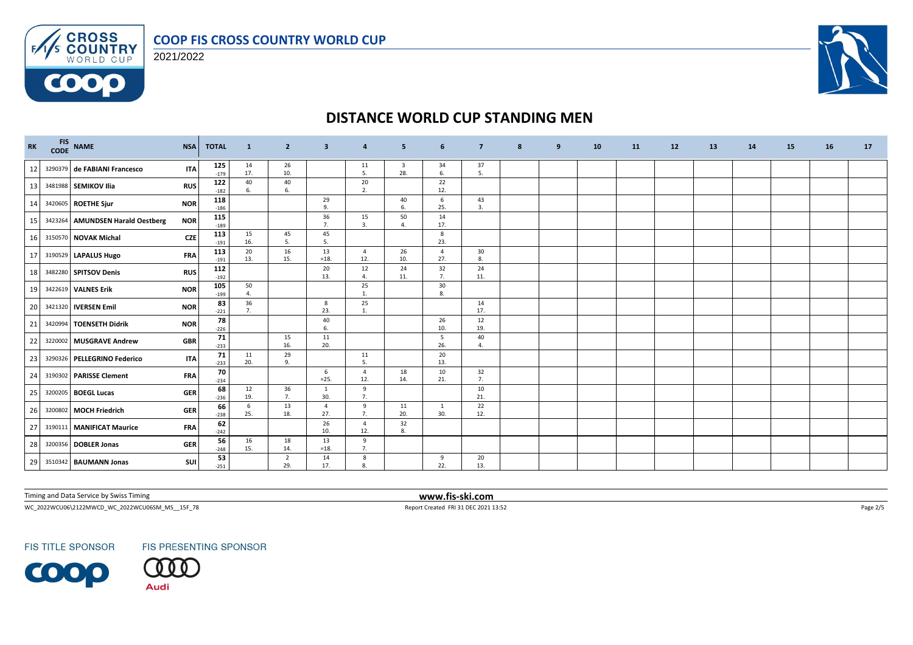# DISTANCE WORLD CUP STANDING MEN

| RK | FIS CODE | NAME | NSA | TOTAL | 1 | 2 | 3 | 4 | 5 | 6 | 7 | 8 | 9 | 10 | 11 | 12 | 13 | 14 | 15 | 16 | 17 |
|---|---|---|---|---|---|---|---|---|---|---|---|---|---|---|---|---|---|---|---|---|---|
| 12 | 3290379 | de FABIANI Francesco | ITA | 125 -179 | 14 17. | 26 10. | | 11 5. | 3 28. | 34 6. | 37 5. | | | | | | | | | | |
| 13 | 3481988 | SEMIKOV Ilia | RUS | 122 -182 | 40 6. | 40 6. | | 20 2. | | 22 12. | | | | | | | | | | | |
| 14 | 3420605 | ROETHE Sjur | NOR | 118 -186 | | | 29 9. | | 40 6. | 6 25. | 43 3. | | | | | | | | | | |
| 15 | 3423264 | AMUNDSEN Harald Oestberg | NOR | 115 -189 | | | 36 7. | 15 3. | 50 4. | 14 17. | | | | | | | | | | | |
| 16 | 3150570 | NOVAK Michal | CZE | 113 -191 | 15 16. | 45 5. | 45 5. | | | 8 23. | | | | | | | | | | | |
| 17 | 3190529 | LAPALUS Hugo | FRA | 113 -191 | 20 13. | 16 15. | 13 =18. | 4 12. | 26 10. | 4 27. | 30 8. | | | | | | | | | | |
| 18 | 3482280 | SPITSOV Denis | RUS | 112 -192 | | | 20 13. | 12 4. | 24 11. | 32 7. | 24 11. | | | | | | | | | | |
| 19 | 3422619 | VALNES Erik | NOR | 105 -199 | 50 4. | | | 25 1. | | 30 8. | | | | | | | | | | | |
| 20 | 3421320 | IVERSEN Emil | NOR | 83 -221 | 36 7. | | 8 23. | 25 1. | | | 14 17. | | | | | | | | | | |
| 21 | 3420994 | TOENSETH Didrik | NOR | 78 -226 | | | 40 6. | | | 26 10. | 12 19. | | | | | | | | | | |
| 22 | 3220002 | MUSGRAVE Andrew | GBR | 71 -233 | | 15 16. | 11 20. | | | 5 26. | 40 4. | | | | | | | | | | |
| 23 | 3290326 | PELLEGRINO Federico | ITA | 71 -233 | 11 20. | 29 9. | | 11 5. | | 20 13. | | | | | | | | | | | |
| 24 | 3190302 | PARISSE Clement | FRA | 70 -234 | | | 6 =25. | 4 12. | 18 14. | 10 21. | 32 7. | | | | | | | | | | |
| 25 | 3200205 | BOEGL Lucas | GER | 68 -236 | 12 19. | 36 7. | 1 30. | 9 7. | | | 10 21. | | | | | | | | | | |
| 26 | 3200802 | MOCH Friedrich | GER | 66 -238 | 6 25. | 13 18. | 4 27. | 9 7. | 11 20. | 1 30. | 22 12. | | | | | | | | | | |
| 27 | 3190111 | MANIFICAT Maurice | FRA | 62 -242 | | | 26 10. | 4 12. | 32 8. | | | | | | | | | | | | |
| 28 | 3200356 | DOBLER Jonas | GER | 56 -248 | 16 15. | 18 14. | 13 =18. | 9 7. | | | | | | | | | | | | | |
| 29 | 3510342 | BAUMANN Jonas | SUI | 53 -251 | | 2 29. | 14 17. | 8 8. | | 9 22. | 20 13. | | | | | | | | | | |

Timing and Data Service by Swiss Timing

www.fis-ski.com

WC_2022WCU06\2122MWCD_WC_2022WCU06SM_MS__15F_78

Report Created FRI 31 DEC 2021 13:52

FIS TITLE SPONSOR

FIS PRESENTING SPONSOR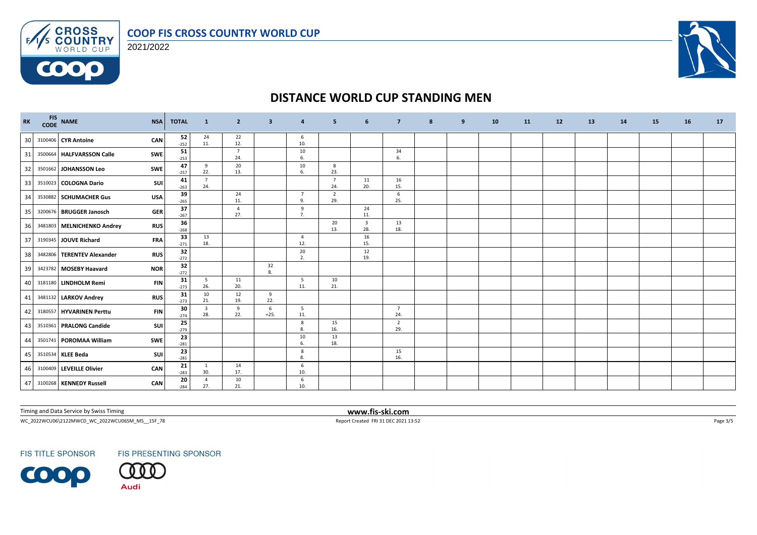# COOP FIS CROSS COUNTRY WORLD CUP

2021/2022

## DISTANCE WORLD CUP STANDING MEN

| RK | FIS CODE | NAME | NSA | TOTAL | 1 | 2 | 3 | 4 | 5 | 6 | 7 | 8 | 9 | 10 | 11 | 12 | 13 | 14 | 15 | 16 | 17 |
|---|---|---|---|---|---|---|---|---|---|---|---|---|---|---|---|---|---|---|---|---|---|
| 30 | 3100406 | CYR Antoine | CAN | 52 -252 | 24 11. | 22 12. | | 6 10. | | | | | | | | | | | | | |
| 31 | 3500664 | HALFVARSSON Calle | SWE | 51 -253 | | 7 24. | | 10 6. | | | 34 6. | | | | | | | | | | |
| 32 | 3501662 | JOHANSSON Leo | SWE | 47 -257 | 9 22. | 20 13. | | 10 6. | 8 23. | | | | | | | | | | | | |
| 33 | 3510023 | COLOGNA Dario | SUI | 41 -263 | 7 24. | | | | 7 24. | 11 20. | 16 15. | | | | | | | | | | |
| 34 | 3530882 | SCHUMACHER Gus | USA | 39 -265 | | 24 11. | | 7 9. | 2 29. | | 6 25. | | | | | | | | | | |
| 35 | 3200676 | BRUGGER Janosch | GER | 37 -267 | | 4 27. | | 9 7. | | 24 11. | | | | | | | | | | | |
| 36 | 3481803 | MELNICHENKO Andrey | RUS | 36 -268 | | | | | 20 13. | 3 28. | 13 18. | | | | | | | | | | |
| 37 | 3190345 | JOUVE Richard | FRA | 33 -271 | 13 18. | | | 4 12. | | 16 15. | | | | | | | | | | | |
| 38 | 3482806 | TERENTEV Alexander | RUS | 32 -272 | | | | 20 2. | | 12 19. | | | | | | | | | | | |
| 39 | 3423782 | MOSEBY Haavard | NOR | 32 -272 | | | 32 8. | | | | | | | | | | | | | | |
| 40 | 3181180 | LINDHOLM Remi | FIN | 31 -273 | 5 26. | 11 20. | | 5 11. | 10 21. | | | | | | | | | | | | |
| 41 | 3481132 | LARKOV Andrey | RUS | 31 -273 | 10 21. | 12 19. | 9 22. | | | | | | | | | | | | | | |
| 42 | 3180557 | HYVARINEN Perttu | FIN | 30 -274 | 3 28. | 9 22. | 6 =25. | 5 11. | | | 7 24. | | | | | | | | | | |
| 43 | 3510361 | PRALONG Candide | SUI | 25 -279 | | | | 8 8. | 15 16. | | 2 29. | | | | | | | | | | |
| 44 | 3501741 | POROMAA William | SWE | 23 -281 | | | | 10 6. | 13 18. | | | | | | | | | | | | |
| 45 | 3510534 | KLEE Beda | SUI | 23 -281 | | | | 8 8. | | | 15 16. | | | | | | | | | | |
| 46 | 3100409 | LEVEILLE Olivier | CAN | 21 -283 | 1 30. | 14 17. | | 6 10. | | | | | | | | | | | | | |
| 47 | 3100268 | KENNEDY Russell | CAN | 20 -284 | 4 27. | 10 21. | | 6 10. | | | | | | | | | | | | | |

Timing and Data Service by Swiss Timing

www.fis-ski.com

WC_2022WCU06\2122MWCD_WC_2022WCU06SM_MS__15F_78

Report Created FRI 31 DEC 2021 13:52

FIS TITLE SPONSOR

FIS PRESENTING SPONSOR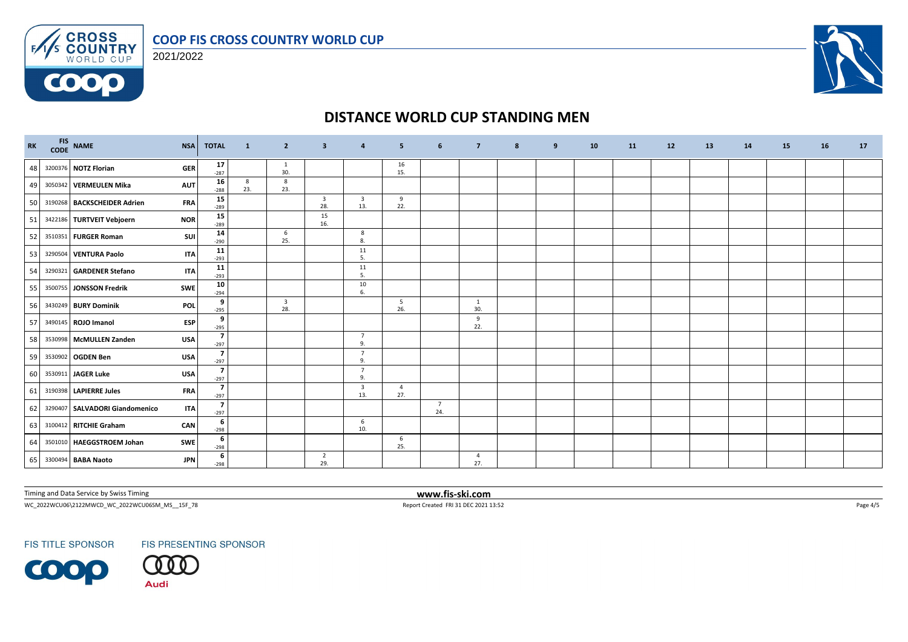# DISTANCE WORLD CUP STANDING MEN

COOP FIS CROSS COUNTRY WORLD CUP

2021/2022

| RK | FIS CODE | NAME | NSA | TOTAL | 1 | 2 | 3 | 4 | 5 | 6 | 7 | 8 | 9 | 10 | 11 | 12 | 13 | 14 | 15 | 16 | 17 |
|---|---|---|---|---|---|---|---|---|---|---|---|---|---|---|---|---|---|---|---|---|---|
| 48 | 3200376 | NOTZ Florian | GER | 17 -287 | | 1 30. | | | 16 15. | | | | | | | | | | | | |
| 49 | 3050342 | VERMEULEN Mika | AUT | 16 -288 | 8 23. | 8 23. | | | | | | | | | | | | | | | |
| 50 | 3190268 | BACKSCHEIDER Adrien | FRA | 15 -289 | | | 3 28. | 3 13. | 9 22. | | | | | | | | | | | | |
| 51 | 3422186 | TURTVEIT Vebjoern | NOR | 15 -289 | | | 15 16. | | | | | | | | | | | | | | |
| 52 | 3510351 | FURGER Roman | SUI | 14 -290 | | 6 25. | | 8 8. | | | | | | | | | | | | | |
| 53 | 3290504 | VENTURA Paolo | ITA | 11 -293 | | | | 11 5. | | | | | | | | | | | | | |
| 54 | 3290321 | GARDENER Stefano | ITA | 11 -293 | | | | 11 5. | | | | | | | | | | | | | |
| 55 | 3500755 | JONSSON Fredrik | SWE | 10 -294 | | | | 10 6. | | | | | | | | | | | | | |
| 56 | 3430249 | BURY Dominik | POL | 9 -295 | | 3 28. | | | 5 26. | | 1 30. | | | | | | | | | | |
| 57 | 3490145 | ROJO Imanol | ESP | 9 -295 | | | | | | | 9 22. | | | | | | | | | | |
| 58 | 3530998 | McMULLEN Zanden | USA | 7 -297 | | | | 7 9. | | | | | | | | | | | | | |
| 59 | 3530902 | OGDEN Ben | USA | 7 -297 | | | | 7 9. | | | | | | | | | | | | | |
| 60 | 3530911 | JAGER Luke | USA | 7 -297 | | | | 7 9. | | | | | | | | | | | | | |
| 61 | 3190398 | LAPIERRE Jules | FRA | 7 -297 | | | | 3 13. | 4 27. | | | | | | | | | | | | |
| 62 | 3290407 | SALVADORI Giandomenico | ITA | 7 -297 | | | | | | 7 24. | | | | | | | | | | | |
| 63 | 3100412 | RITCHIE Graham | CAN | 6 -298 | | | | 6 10. | | | | | | | | | | | | | |
| 64 | 3501010 | HAEGGSTROEM Johan | SWE | 6 -298 | | | | | 6 25. | | | | | | | | | | | | |
| 65 | 3300494 | BABA Naoto | JPN | 6 -298 | | | 2 29. | | | | 4 27. | | | | | | | | | | |

Timing and Data Service by Swiss Timing

www.fis-ski.com

WC_2022WCU06\2122MWCD_WC_2022WCU06SM_MS__15F_78

Report Created FRI 31 DEC 2021 13:52

FIS TITLE SPONSOR

FIS PRESENTING SPONSOR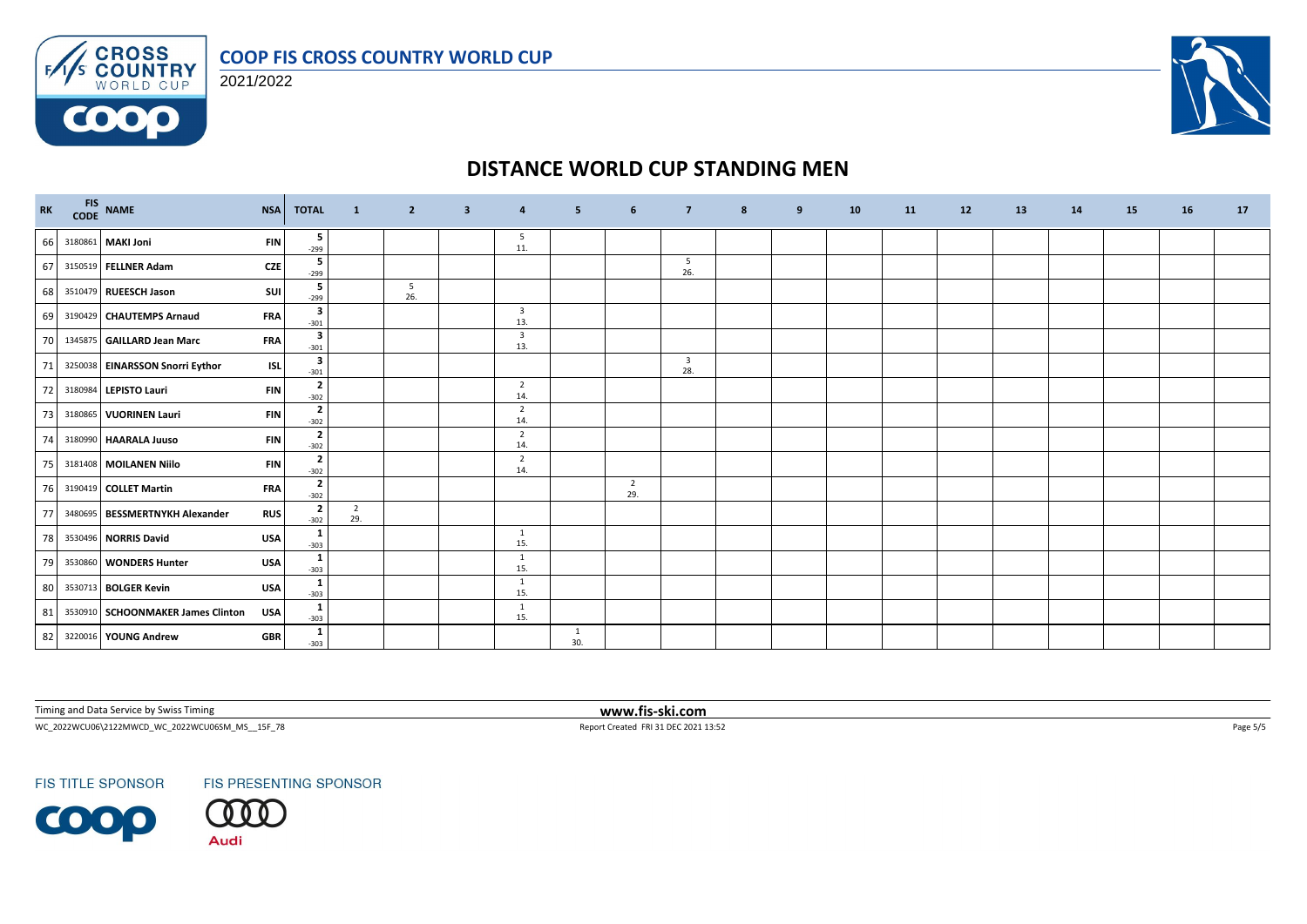# DISTANCE WORLD CUP STANDING MEN

| RK | FIS CODE | NAME | NSA | TOTAL | 1 | 2 | 3 | 4 | 5 | 6 | 7 | 8 | 9 | 10 | 11 | 12 | 13 | 14 | 15 | 16 | 17 |
|---|---|---|---|---|---|---|---|---|---|---|---|---|---|---|---|---|---|---|---|---|---|
| 66 | 3180861 | **MAKI Joni** | FIN | **5** -299 | | | | 5 11. | | | | | | | | | | | | | |
| 67 | 3150519 | **FELLNER Adam** | CZE | **5** -299 | | | | | | | 5 26. | | | | | | | | | | |
| 68 | 3510479 | **RUEESCH Jason** | SUI | **5** -299 | | 5 26. | | | | | | | | | | | | | | | |
| 69 | 3190429 | **CHAUTEMPS Arnaud** | FRA | **3** -301 | | | | 3 13. | | | | | | | | | | | | | |
| 70 | 1345875 | **GAILLARD Jean Marc** | FRA | **3** -301 | | | | 3 13. | | | | | | | | | | | | | |
| 71 | 3250038 | **EINARSSON Snorri Eythor** | ISL | **3** -301 | | | | | | | 3 28. | | | | | | | | | | |
| 72 | 3180984 | **LEPISTO Lauri** | FIN | **2** -302 | | | | 2 14. | | | | | | | | | | | | | |
| 73 | 3180865 | **VUORINEN Lauri** | FIN | **2** -302 | | | | 2 14. | | | | | | | | | | | | | |
| 74 | 3180990 | **HAARALA Juuso** | FIN | **2** -302 | | | | 2 14. | | | | | | | | | | | | | |
| 75 | 3181408 | **MOILANEN Niilo** | FIN | **2** -302 | | | | 2 14. | | | | | | | | | | | | | |
| 76 | 3190419 | **COLLET Martin** | FRA | **2** -302 | | | | | | 2 29. | | | | | | | | | | | |
| 77 | 3480695 | **BESSMERTNYKH Alexander** | RUS | **2** -302 | 2 29. | | | | | | | | | | | | | | | | |
| 78 | 3530496 | **NORRIS David** | USA | **1** -303 | | | | 1 15. | | | | | | | | | | | | | |
| 79 | 3530860 | **WONDERS Hunter** | USA | **1** -303 | | | | 1 15. | | | | | | | | | | | | | |
| 80 | 3530713 | **BOLGER Kevin** | USA | **1** -303 | | | | 1 15. | | | | | | | | | | | | | |
| 81 | 3530910 | **SCHOONMAKER James Clinton** | USA | **1** -303 | | | | 1 15. | | | | | | | | | | | | | |
| 82 | 3220016 | **YOUNG Andrew** | GBR | **1** -303 | | | | | 1 30. | | | | | | | | | | | | |

Timing and Data Service by Swiss Timing

**www.fis-ski.com**

WC_2022WCU06\2122MWCD_WC_2022WCU06SM_MS__15F_78

Report Created FRI 31 DEC 2021 13:52

FIS TITLE SPONSOR

FIS PRESENTING SPONSOR